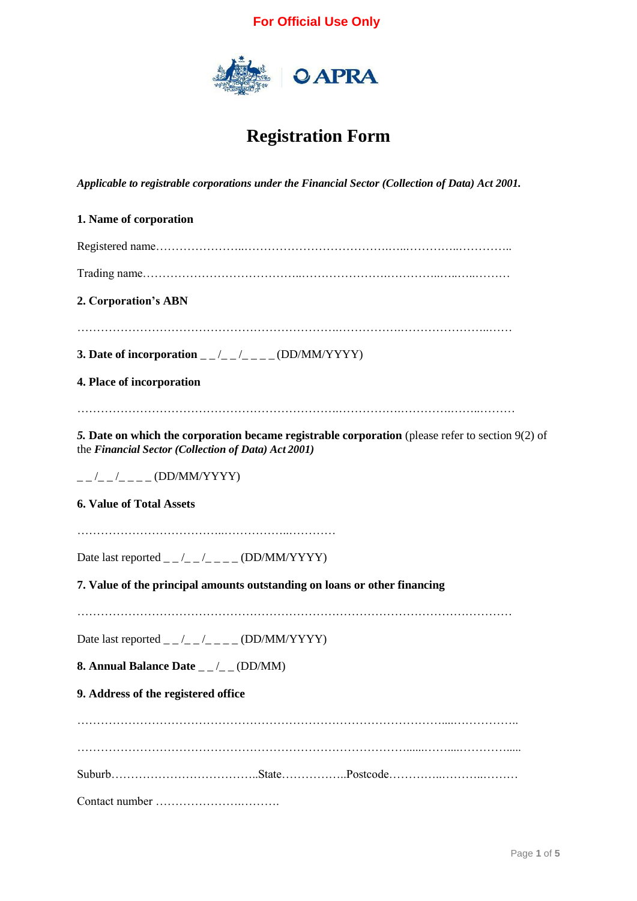For Official Use Only

APRA

# Registration Form

*Applicable to registrable corporations under the Financial Sector (Collection of Data) Act 2001.*

**1. Name of corporation**

Registered name……………………..…………………………………..…...…………..…………..

Trading name………………………………….………………….…………….……..…...……….

**2. Corporation's ABN**

…………………………………………………………..…………….…………………….….……

**3. Date of incorporation** _ _ /_ _ /_ _ _ _ (DD/MM/YYYY)

**4. Place of incorporation**

…………………………………………………………..…………….…………….……..………

***5.* Date on which the corporation became registrable corporation** (please refer to section 9(2) of the ***Financial Sector (Collection of Data) Act 2001)***

_ _ /_ _ /_ _ _ _ (DD/MM/YYYY)

**6. Value of Total Assets**

……………………………...……………...…………

Date last reported _ _ /_ _ /_ _ _ _ (DD/MM/YYYY)

**7. Value of the principal amounts outstanding on loans or other financing**

…………………………………………………………………………………………………

Date last reported _ _ /_ _ /_ _ _ _ (DD/MM/YYYY)

**8. Annual Balance Date** _ _ /_ _ (DD/MM)

**9. Address of the registered office**

………………………………………………………………………………….....……………..

………………………………………………………………………….......……....……………....

Suburb………………………………..State……………..Postcode…………..………..………

Contact number ………………….……….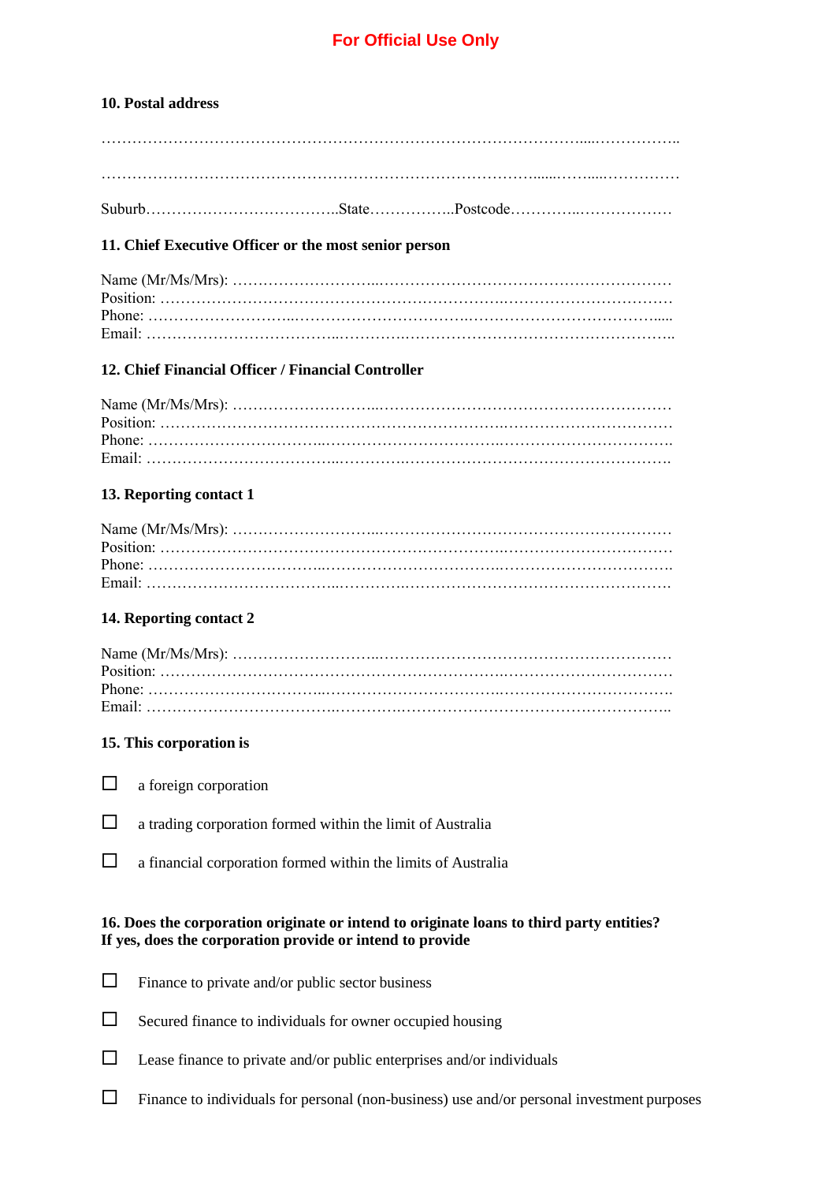**For Official Use Only**

**10. Postal address**

……………………………………………………………………………………………………..

……………………………………………………………………………………………………

Suburb………………………………..State……………..Postcode…………..………………

**11. Chief Executive Officer or the most senior person**

Name (Mr/Ms/Mrs): ……………………………………………………………………………
Position: …………………………………………………………………………………………
Phone: ……………………………………………………………………………………………
Email: ……………………………………………………………………………………………..

**12. Chief Financial Officer / Financial Controller**

Name (Mr/Ms/Mrs): ……………………………………………………………………………
Position: …………………………………………………………………………………………
Phone: ……………………………………………………………………………………………
Email: ……………………………………………………………………………………………

**13. Reporting contact 1**

Name (Mr/Ms/Mrs): ……………………………………………………………………………
Position: …………………………………………………………………………………………
Phone: ……………………………………………………………………………………………
Email: ……………………………………………………………………………………………

**14. Reporting contact 2**

Name (Mr/Ms/Mrs): ……………………………………………………………………………
Position: …………………………………………………………………………………………
Phone: ……………………………………………………………………………………………
Email: ……………………………………………………………………………………………

**15. This corporation is**

- ☐ a foreign corporation
- ☐ a trading corporation formed within the limit of Australia
- ☐ a financial corporation formed within the limits of Australia

**16. Does the corporation originate or intend to originate loans to third party entities? If yes, does the corporation provide or intend to provide**

- ☐ Finance to private and/or public sector business
- ☐ Secured finance to individuals for owner occupied housing
- ☐ Lease finance to private and/or public enterprises and/or individuals
- ☐ Finance to individuals for personal (non-business) use and/or personal investment purposes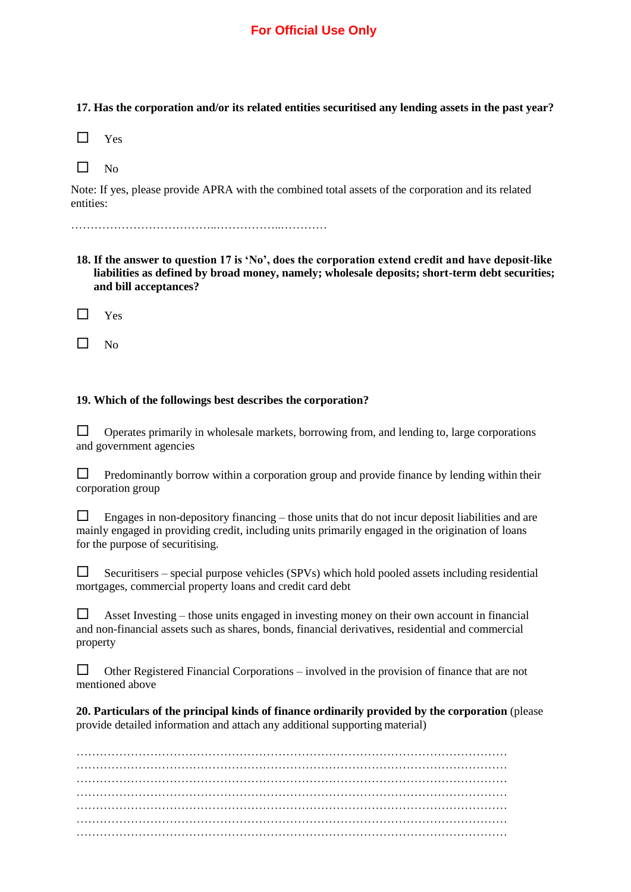**17. Has the corporation and/or its related entities securitised any lending assets in the past year?**

☐ Yes

☐ No

Note: If yes, please provide APRA with the combined total assets of the corporation and its related entities:

………………………………..……………..…………

**18. If the answer to question 17 is 'No', does the corporation extend credit and have deposit-like liabilities as defined by broad money, namely; wholesale deposits; short-term debt securities; and bill acceptances?**

☐ Yes

☐ No

**19. Which of the followings best describes the corporation?**

☐ Operates primarily in wholesale markets, borrowing from, and lending to, large corporations and government agencies

☐ Predominantly borrow within a corporation group and provide finance by lending within their corporation group

☐ Engages in non-depository financing – those units that do not incur deposit liabilities and are mainly engaged in providing credit, including units primarily engaged in the origination of loans for the purpose of securitising.

☐ Securitisers – special purpose vehicles (SPVs) which hold pooled assets including residential mortgages, commercial property loans and credit card debt

☐ Asset Investing – those units engaged in investing money on their own account in financial and non-financial assets such as shares, bonds, financial derivatives, residential and commercial property

☐ Other Registered Financial Corporations – involved in the provision of finance that are not mentioned above

**20. Particulars of the principal kinds of finance ordinarily provided by the corporation** (please provide detailed information and attach any additional supporting material)

…………………………………………………………………………………………………
…………………………………………………………………………………………………
…………………………………………………………………………………………………
…………………………………………………………………………………………………
…………………………………………………………………………………………………
…………………………………………………………………………………………………
…………………………………………………………………………………………………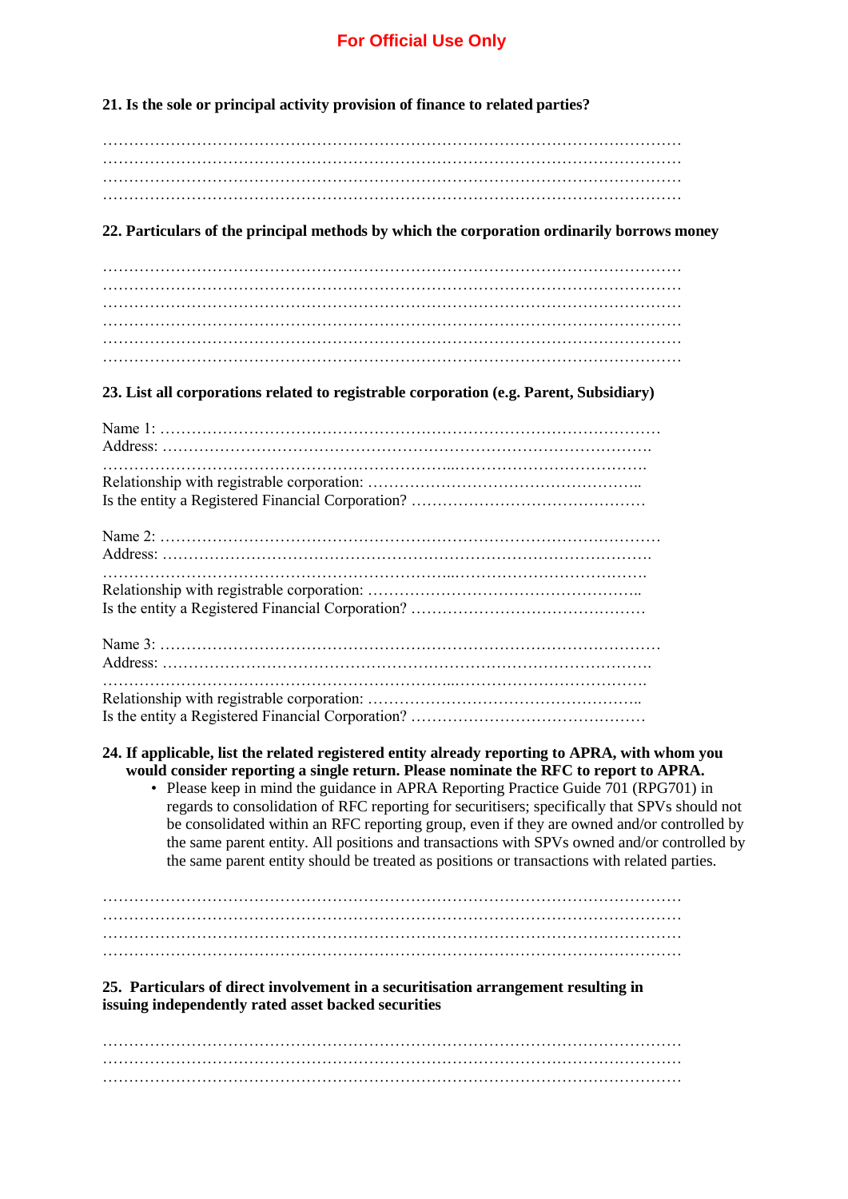**For Official Use Only**

**21. Is the sole or principal activity provision of finance to related parties?**

…………………………………………………………………………………………………
…………………………………………………………………………………………………
…………………………………………………………………………………………………
…………………………………………………………………………………………………

**22. Particulars of the principal methods by which the corporation ordinarily borrows money**

…………………………………………………………………………………………………
…………………………………………………………………………………………………
…………………………………………………………………………………………………
…………………………………………………………………………………………………
…………………………………………………………………………………………………
…………………………………………………………………………………………………

**23. List all corporations related to registrable corporation (e.g. Parent, Subsidiary)**

Name 1: ……………………………………………………………………………………
Address: …………………………………………………………………………………….
…………………………………………………………...……………………………….
Relationship with registrable corporation: ……………………………………………..
Is the entity a Registered Financial Corporation? ………………………………………

Name 2: ……………………………………………………………………………………
Address: …………………………………………………………………………………….
…………………………………………………………...……………………………….
Relationship with registrable corporation: ……………………………………………..
Is the entity a Registered Financial Corporation? ………………………………………

Name 3: ……………………………………………………………………………………
Address: …………………………………………………………………………………….
…………………………………………………………...……………………………….
Relationship with registrable corporation: ……………………………………………..
Is the entity a Registered Financial Corporation? ………………………………………

**24. If applicable, list the related registered entity already reporting to APRA, with whom you would consider reporting a single return. Please nominate the RFC to report to APRA.**

- Please keep in mind the guidance in APRA Reporting Practice Guide 701 (RPG701) in regards to consolidation of RFC reporting for securitisers; specifically that SPVs should not be consolidated within an RFC reporting group, even if they are owned and/or controlled by the same parent entity. All positions and transactions with SPVs owned and/or controlled by the same parent entity should be treated as positions or transactions with related parties.

…………………………………………………………………………………………………
…………………………………………………………………………………………………
…………………………………………………………………………………………………
…………………………………………………………………………………………………

**25. Particulars of direct involvement in a securitisation arrangement resulting in issuing independently rated asset backed securities**

…………………………………………………………………………………………………
…………………………………………………………………………………………………
…………………………………………………………………………………………………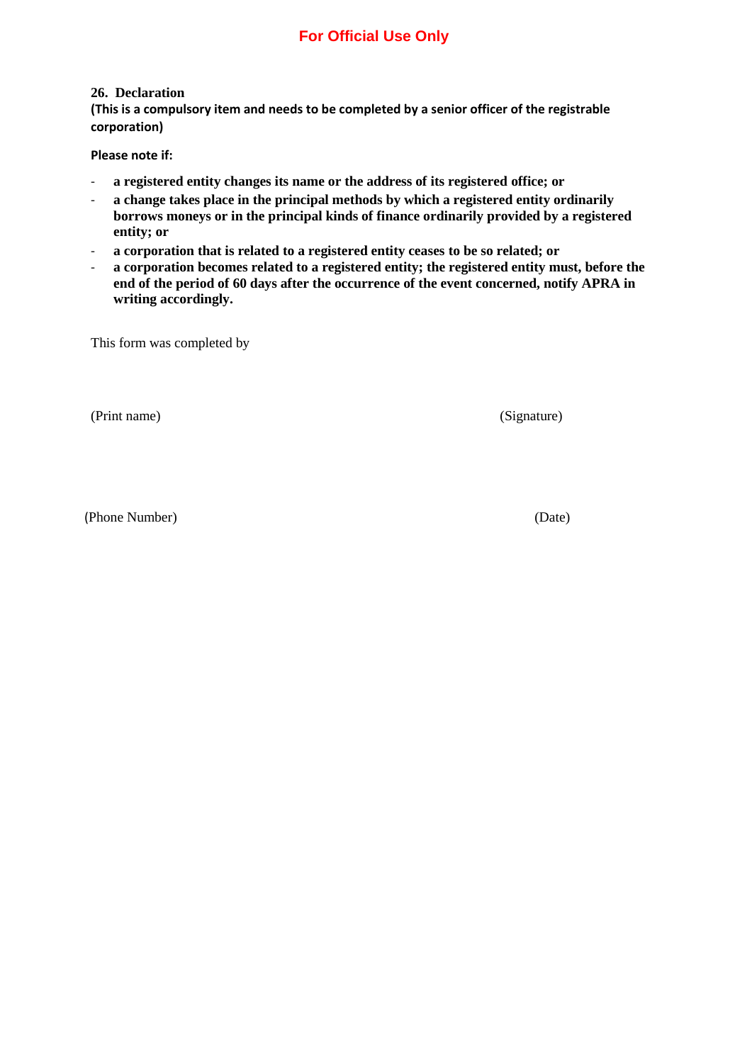**For Official Use Only**

**26. Declaration**

**(This is a compulsory item and needs to be completed by a senior officer of the registrable corporation)**

**Please note if:**

- **a registered entity changes its name or the address of its registered office; or**
- **a change takes place in the principal methods by which a registered entity ordinarily borrows moneys or in the principal kinds of finance ordinarily provided by a registered entity; or**
- **a corporation that is related to a registered entity ceases to be so related; or**
- **a corporation becomes related to a registered entity; the registered entity must, before the end of the period of 60 days after the occurrence of the event concerned, notify APRA in writing accordingly.**

This form was completed by

(Print name) (Signature)

(Phone Number) (Date)